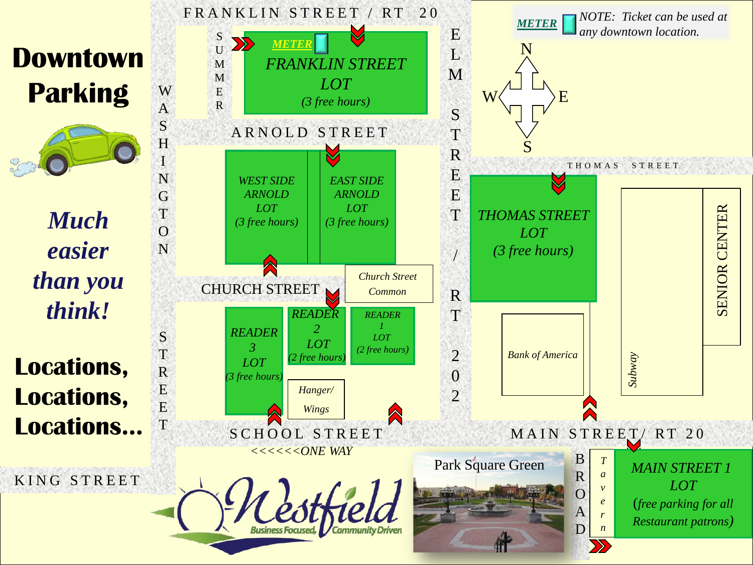# Downtown Parking

*Much easier than you think!*

**Locations, Locations, Locations…**

METER — *NOTE: Ticket can be used at any downtown location.*

FRANKLIN STREET / RT 20

SUMMER

METER

*FRANKLIN STREET LOT (3 free hours)*

ARNOLD STREET

*WEST SIDE ARNOLD LOT (3 free hours)*

*EAST SIDE ARNOLD LOT (3 free hours)*

WASHINGTON STREET

ELM STREET / RT 202

N E S W

THOMAS STREET

*THOMAS STREET LOT (3 free hours)*

SENIOR CENTER

*Subway*

*Bank of America*

CHURCH STREET

*Church Street Common*

*READER 3 LOT (3 free hours)*

*READER 2 LOT (2 free hours)*

*READER 1 LOT (2 free hours)*

*Hanger/ Wings*

SCHOOL STREET

*<<<<<<ONE WAY*

MAIN STREET/ RT 20

KING STREET

Westfield — Business Focused, Community Driven

Park Square Green

BROAD

*Tavern*

*MAIN STREET 1 LOT (free parking for all Restaurant patrons)*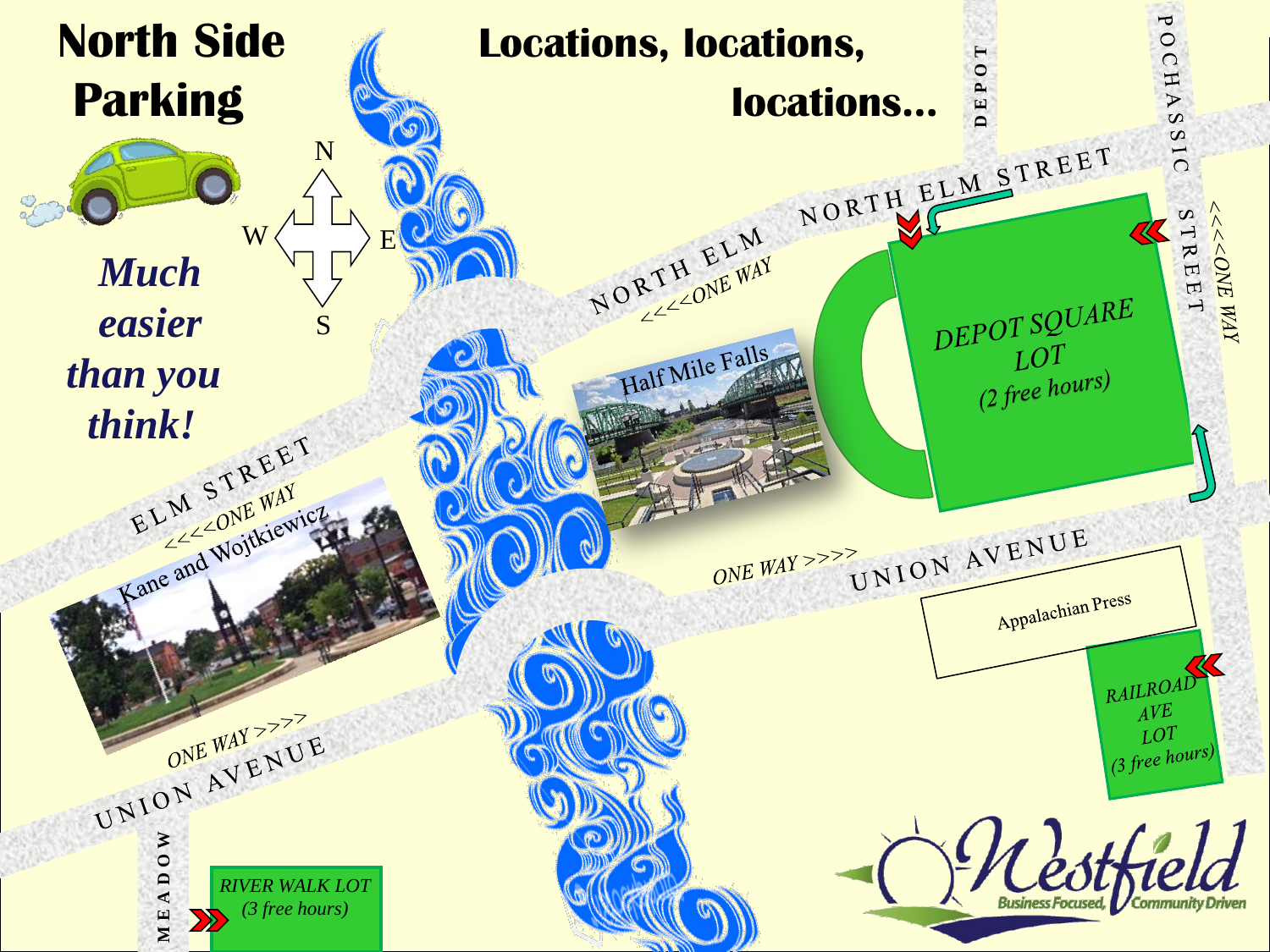# North Side Parking

*Much easier than you think!*

# Locations, locations, locations...

N

W

E

S

DEPOT

POCHASSIC STREET

<<<<ONE WAY

NORTH ELM STREET

NORTH ELM

<<<<ONE WAY

Half Mile Falls

*DEPOT SQUARE LOT*
*(2 free hours)*

ELM STREET

<<<<ONE WAY

Kane and Wojtkiewicz

ONE WAY >>>>

UNION AVENUE

ONE WAY >>>>

UNION AVENUE

Appalachian Press

*RAILROAD AVE LOT*
*(3 free hours)*

MEADOW

*RIVER WALK LOT*
*(3 free hours)*

Westfield
Business Focused, Community Driven